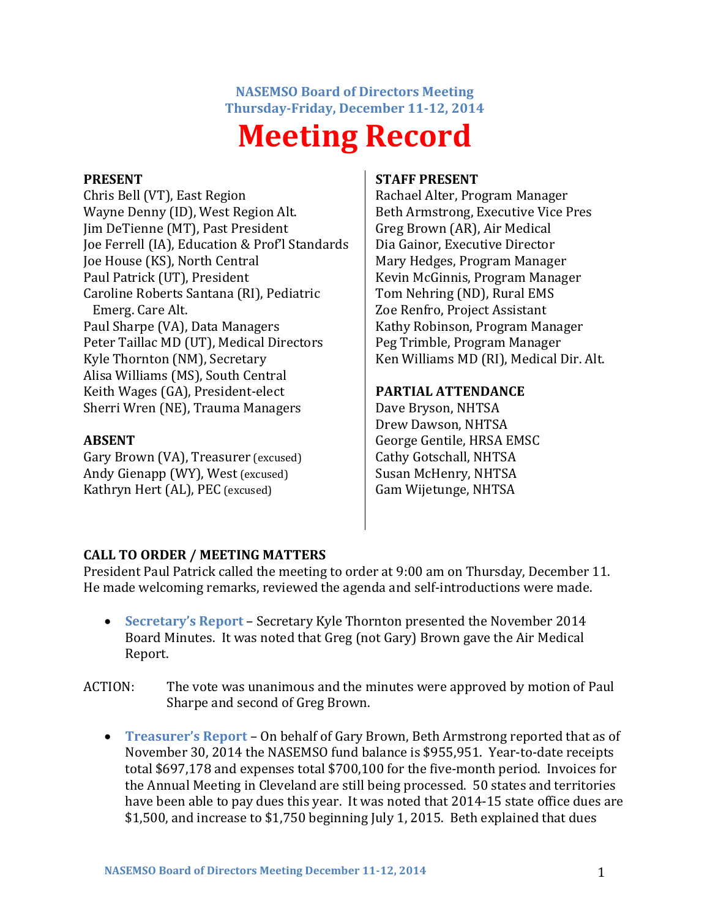**NASEMSO Board of Directors Meeting**
**Thursday-Friday, December 11-12, 2014**

# Meeting Record

**PRESENT**
Chris Bell (VT), East Region
Wayne Denny (ID), West Region Alt.
Jim DeTienne (MT), Past President
Joe Ferrell (IA), Education & Prof'l Standards
Joe House (KS), North Central
Paul Patrick (UT), President
Caroline Roberts Santana (RI), Pediatric Emerg. Care Alt.
Paul Sharpe (VA), Data Managers
Peter Taillac MD (UT), Medical Directors
Kyle Thornton (NM), Secretary
Alisa Williams (MS), South Central
Keith Wages (GA), President-elect
Sherri Wren (NE), Trauma Managers

**ABSENT**
Gary Brown (VA), Treasurer (excused)
Andy Gienapp (WY), West (excused)
Kathryn Hert (AL), PEC (excused)

**STAFF PRESENT**
Rachael Alter, Program Manager
Beth Armstrong, Executive Vice Pres
Greg Brown (AR), Air Medical
Dia Gainor, Executive Director
Mary Hedges, Program Manager
Kevin McGinnis, Program Manager
Tom Nehring (ND), Rural EMS
Zoe Renfro, Project Assistant
Kathy Robinson, Program Manager
Peg Trimble, Program Manager
Ken Williams MD (RI), Medical Dir. Alt.

**PARTIAL ATTENDANCE**
Dave Bryson, NHTSA
Drew Dawson, NHTSA
George Gentile, HRSA EMSC
Cathy Gotschall, NHTSA
Susan McHenry, NHTSA
Gam Wijetunge, NHTSA

**CALL TO ORDER / MEETING MATTERS**
President Paul Patrick called the meeting to order at 9:00 am on Thursday, December 11. He made welcoming remarks, reviewed the agenda and self-introductions were made.

- **Secretary's Report** – Secretary Kyle Thornton presented the November 2014 Board Minutes. It was noted that Greg (not Gary) Brown gave the Air Medical Report.

ACTION: The vote was unanimous and the minutes were approved by motion of Paul Sharpe and second of Greg Brown.

- **Treasurer's Report** – On behalf of Gary Brown, Beth Armstrong reported that as of November 30, 2014 the NASEMSO fund balance is $955,951. Year-to-date receipts total $697,178 and expenses total $700,100 for the five-month period. Invoices for the Annual Meeting in Cleveland are still being processed. 50 states and territories have been able to pay dues this year. It was noted that 2014-15 state office dues are $1,500, and increase to $1,750 beginning July 1, 2015. Beth explained that dues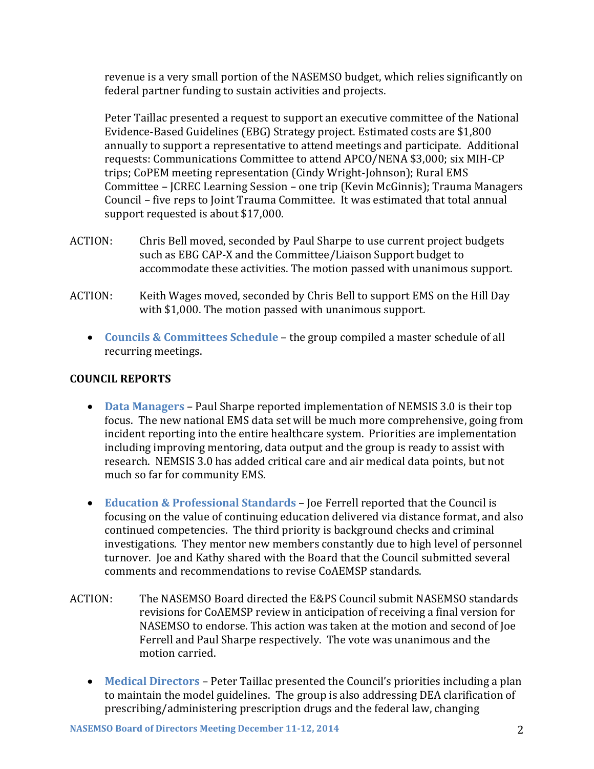revenue is a very small portion of the NASEMSO budget, which relies significantly on federal partner funding to sustain activities and projects.

Peter Taillac presented a request to support an executive committee of the National Evidence-Based Guidelines (EBG) Strategy project. Estimated costs are $1,800 annually to support a representative to attend meetings and participate. Additional requests: Communications Committee to attend APCO/NENA $3,000; six MIH-CP trips; CoPEM meeting representation (Cindy Wright-Johnson); Rural EMS Committee – JCREC Learning Session – one trip (Kevin McGinnis); Trauma Managers Council – five reps to Joint Trauma Committee. It was estimated that total annual support requested is about $17,000.

ACTION: Chris Bell moved, seconded by Paul Sharpe to use current project budgets such as EBG CAP-X and the Committee/Liaison Support budget to accommodate these activities. The motion passed with unanimous support.

ACTION: Keith Wages moved, seconded by Chris Bell to support EMS on the Hill Day with $1,000. The motion passed with unanimous support.

- **Councils & Committees Schedule** – the group compiled a master schedule of all recurring meetings.

## COUNCIL REPORTS

- **Data Managers** – Paul Sharpe reported implementation of NEMSIS 3.0 is their top focus. The new national EMS data set will be much more comprehensive, going from incident reporting into the entire healthcare system. Priorities are implementation including improving mentoring, data output and the group is ready to assist with research. NEMSIS 3.0 has added critical care and air medical data points, but not much so far for community EMS.

- **Education & Professional Standards** – Joe Ferrell reported that the Council is focusing on the value of continuing education delivered via distance format, and also continued competencies. The third priority is background checks and criminal investigations. They mentor new members constantly due to high level of personnel turnover. Joe and Kathy shared with the Board that the Council submitted several comments and recommendations to revise CoAEMSP standards.

ACTION: The NASEMSO Board directed the E&PS Council submit NASEMSO standards revisions for CoAEMSP review in anticipation of receiving a final version for NASEMSO to endorse. This action was taken at the motion and second of Joe Ferrell and Paul Sharpe respectively. The vote was unanimous and the motion carried.

- **Medical Directors** – Peter Taillac presented the Council's priorities including a plan to maintain the model guidelines. The group is also addressing DEA clarification of prescribing/administering prescription drugs and the federal law, changing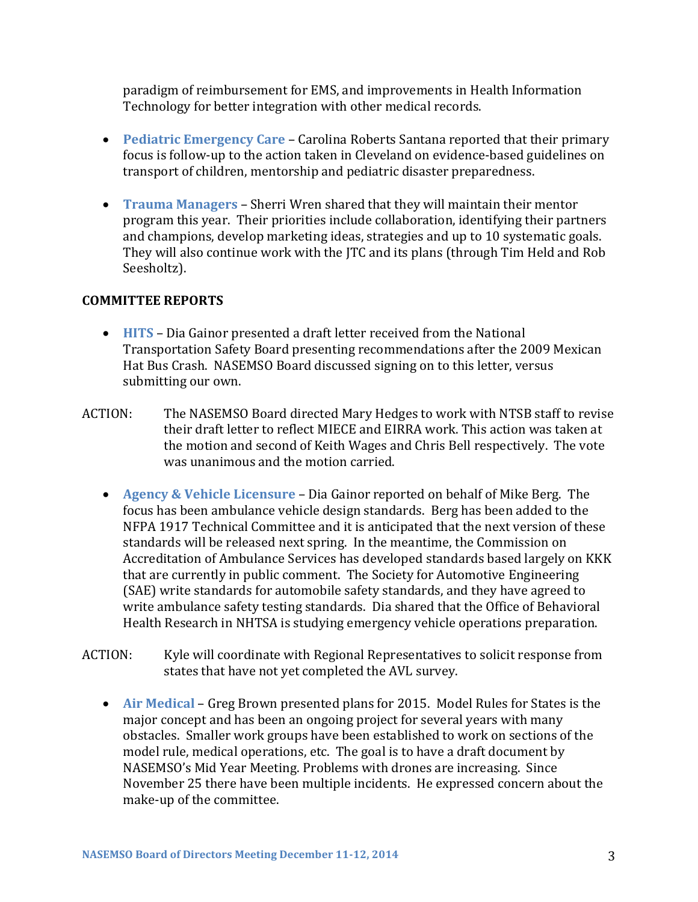paradigm of reimbursement for EMS, and improvements in Health Information Technology for better integration with other medical records.

- **Pediatric Emergency Care** – Carolina Roberts Santana reported that their primary focus is follow-up to the action taken in Cleveland on evidence-based guidelines on transport of children, mentorship and pediatric disaster preparedness.

- **Trauma Managers** – Sherri Wren shared that they will maintain their mentor program this year. Their priorities include collaboration, identifying their partners and champions, develop marketing ideas, strategies and up to 10 systematic goals. They will also continue work with the JTC and its plans (through Tim Held and Rob Seesholtz).

**COMMITTEE REPORTS**

- **HITS** – Dia Gainor presented a draft letter received from the National Transportation Safety Board presenting recommendations after the 2009 Mexican Hat Bus Crash. NASEMSO Board discussed signing on to this letter, versus submitting our own.

ACTION: The NASEMSO Board directed Mary Hedges to work with NTSB staff to revise their draft letter to reflect MIECE and EIRRA work. This action was taken at the motion and second of Keith Wages and Chris Bell respectively. The vote was unanimous and the motion carried.

- **Agency & Vehicle Licensure** – Dia Gainor reported on behalf of Mike Berg. The focus has been ambulance vehicle design standards. Berg has been added to the NFPA 1917 Technical Committee and it is anticipated that the next version of these standards will be released next spring. In the meantime, the Commission on Accreditation of Ambulance Services has developed standards based largely on KKK that are currently in public comment. The Society for Automotive Engineering (SAE) write standards for automobile safety standards, and they have agreed to write ambulance safety testing standards. Dia shared that the Office of Behavioral Health Research in NHTSA is studying emergency vehicle operations preparation.

ACTION: Kyle will coordinate with Regional Representatives to solicit response from states that have not yet completed the AVL survey.

- **Air Medical** – Greg Brown presented plans for 2015. Model Rules for States is the major concept and has been an ongoing project for several years with many obstacles. Smaller work groups have been established to work on sections of the model rule, medical operations, etc. The goal is to have a draft document by NASEMSO's Mid Year Meeting. Problems with drones are increasing. Since November 25 there have been multiple incidents. He expressed concern about the make-up of the committee.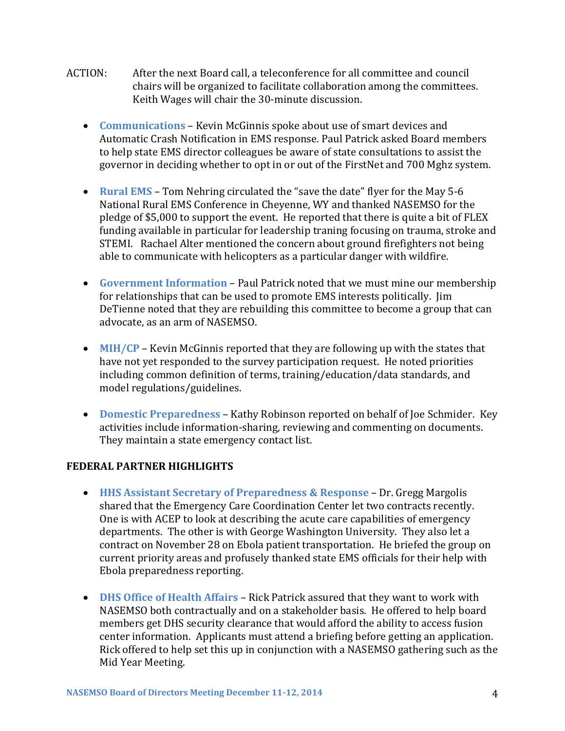ACTION: After the next Board call, a teleconference for all committee and council chairs will be organized to facilitate collaboration among the committees. Keith Wages will chair the 30-minute discussion.

- **Communications** – Kevin McGinnis spoke about use of smart devices and Automatic Crash Notification in EMS response. Paul Patrick asked Board members to help state EMS director colleagues be aware of state consultations to assist the governor in deciding whether to opt in or out of the FirstNet and 700 Mghz system.

- **Rural EMS** – Tom Nehring circulated the "save the date" flyer for the May 5-6 National Rural EMS Conference in Cheyenne, WY and thanked NASEMSO for the pledge of $5,000 to support the event. He reported that there is quite a bit of FLEX funding available in particular for leadership traning focusing on trauma, stroke and STEMI. Rachael Alter mentioned the concern about ground firefighters not being able to communicate with helicopters as a particular danger with wildfire.

- **Government Information** – Paul Patrick noted that we must mine our membership for relationships that can be used to promote EMS interests politically. Jim DeTienne noted that they are rebuilding this committee to become a group that can advocate, as an arm of NASEMSO.

- **MIH/CP** – Kevin McGinnis reported that they are following up with the states that have not yet responded to the survey participation request. He noted priorities including common definition of terms, training/education/data standards, and model regulations/guidelines.

- **Domestic Preparedness** – Kathy Robinson reported on behalf of Joe Schmider. Key activities include information-sharing, reviewing and commenting on documents. They maintain a state emergency contact list.

## FEDERAL PARTNER HIGHLIGHTS

- **HHS Assistant Secretary of Preparedness & Response** – Dr. Gregg Margolis shared that the Emergency Care Coordination Center let two contracts recently. One is with ACEP to look at describing the acute care capabilities of emergency departments. The other is with George Washington University. They also let a contract on November 28 on Ebola patient transportation. He briefed the group on current priority areas and profusely thanked state EMS officials for their help with Ebola preparedness reporting.

- **DHS Office of Health Affairs** – Rick Patrick assured that they want to work with NASEMSO both contractually and on a stakeholder basis. He offered to help board members get DHS security clearance that would afford the ability to access fusion center information. Applicants must attend a briefing before getting an application. Rick offered to help set this up in conjunction with a NASEMSO gathering such as the Mid Year Meeting.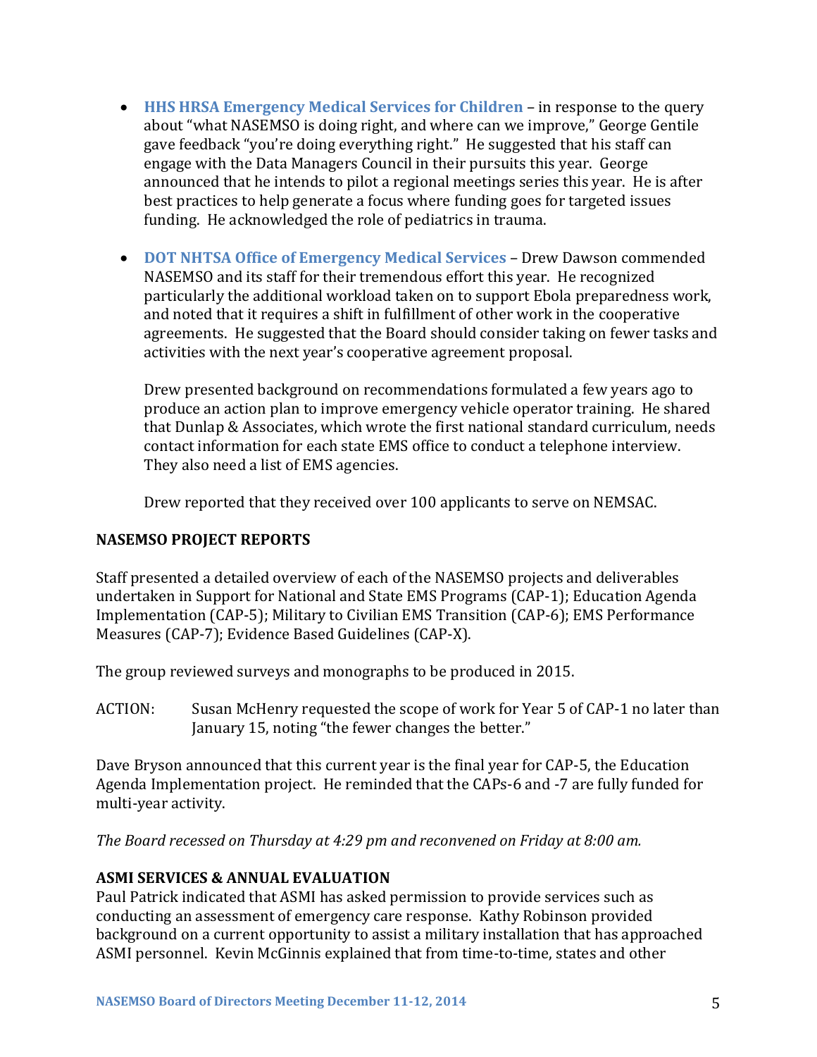- **HHS HRSA Emergency Medical Services for Children** – in response to the query about "what NASEMSO is doing right, and where can we improve," George Gentile gave feedback "you're doing everything right." He suggested that his staff can engage with the Data Managers Council in their pursuits this year. George announced that he intends to pilot a regional meetings series this year. He is after best practices to help generate a focus where funding goes for targeted issues funding. He acknowledged the role of pediatrics in trauma.

- **DOT NHTSA Office of Emergency Medical Services** – Drew Dawson commended NASEMSO and its staff for their tremendous effort this year. He recognized particularly the additional workload taken on to support Ebola preparedness work, and noted that it requires a shift in fulfillment of other work in the cooperative agreements. He suggested that the Board should consider taking on fewer tasks and activities with the next year's cooperative agreement proposal.

  Drew presented background on recommendations formulated a few years ago to produce an action plan to improve emergency vehicle operator training. He shared that Dunlap & Associates, which wrote the first national standard curriculum, needs contact information for each state EMS office to conduct a telephone interview. They also need a list of EMS agencies.

  Drew reported that they received over 100 applicants to serve on NEMSAC.

**NASEMSO PROJECT REPORTS**

Staff presented a detailed overview of each of the NASEMSO projects and deliverables undertaken in Support for National and State EMS Programs (CAP-1); Education Agenda Implementation (CAP-5); Military to Civilian EMS Transition (CAP-6); EMS Performance Measures (CAP-7); Evidence Based Guidelines (CAP-X).

The group reviewed surveys and monographs to be produced in 2015.

ACTION: Susan McHenry requested the scope of work for Year 5 of CAP-1 no later than January 15, noting "the fewer changes the better."

Dave Bryson announced that this current year is the final year for CAP-5, the Education Agenda Implementation project. He reminded that the CAPs-6 and -7 are fully funded for multi-year activity.

*The Board recessed on Thursday at 4:29 pm and reconvened on Friday at 8:00 am.*

**ASMI SERVICES & ANNUAL EVALUATION**

Paul Patrick indicated that ASMI has asked permission to provide services such as conducting an assessment of emergency care response. Kathy Robinson provided background on a current opportunity to assist a military installation that has approached ASMI personnel. Kevin McGinnis explained that from time-to-time, states and other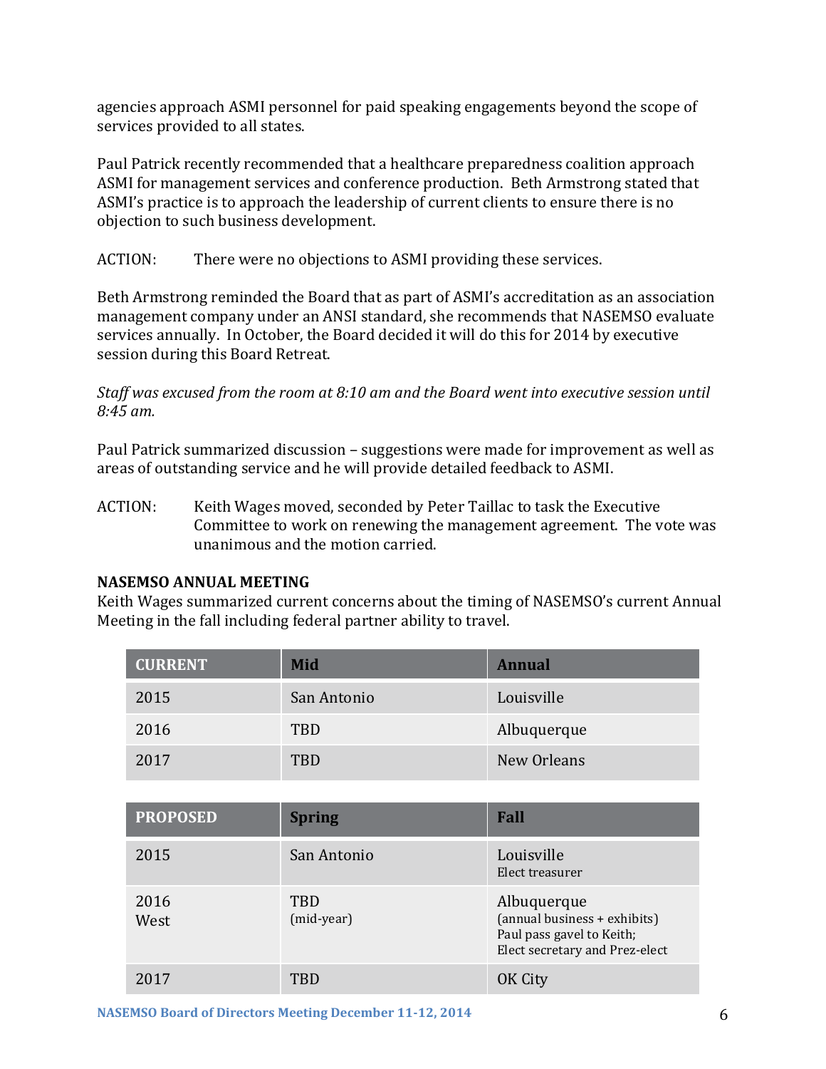agencies approach ASMI personnel for paid speaking engagements beyond the scope of services provided to all states.

Paul Patrick recently recommended that a healthcare preparedness coalition approach ASMI for management services and conference production. Beth Armstrong stated that ASMI's practice is to approach the leadership of current clients to ensure there is no objection to such business development.

ACTION: There were no objections to ASMI providing these services.

Beth Armstrong reminded the Board that as part of ASMI's accreditation as an association management company under an ANSI standard, she recommends that NASEMSO evaluate services annually. In October, the Board decided it will do this for 2014 by executive session during this Board Retreat.

*Staff was excused from the room at 8:10 am and the Board went into executive session until 8:45 am.*

Paul Patrick summarized discussion – suggestions were made for improvement as well as areas of outstanding service and he will provide detailed feedback to ASMI.

ACTION: Keith Wages moved, seconded by Peter Taillac to task the Executive Committee to work on renewing the management agreement. The vote was unanimous and the motion carried.

**NASEMSO ANNUAL MEETING**
Keith Wages summarized current concerns about the timing of NASEMSO's current Annual Meeting in the fall including federal partner ability to travel.

| CURRENT | Mid | Annual |
|---|---|---|
| 2015 | San Antonio | Louisville |
| 2016 | TBD | Albuquerque |
| 2017 | TBD | New Orleans |

| PROPOSED | Spring | Fall |
|---|---|---|
| 2015 | San Antonio | Louisville<br>Elect treasurer |
| 2016<br>West | TBD<br>(mid-year) | Albuquerque<br>(annual business + exhibits)<br>Paul pass gavel to Keith;<br>Elect secretary and Prez-elect |
| 2017 | TBD | OK City |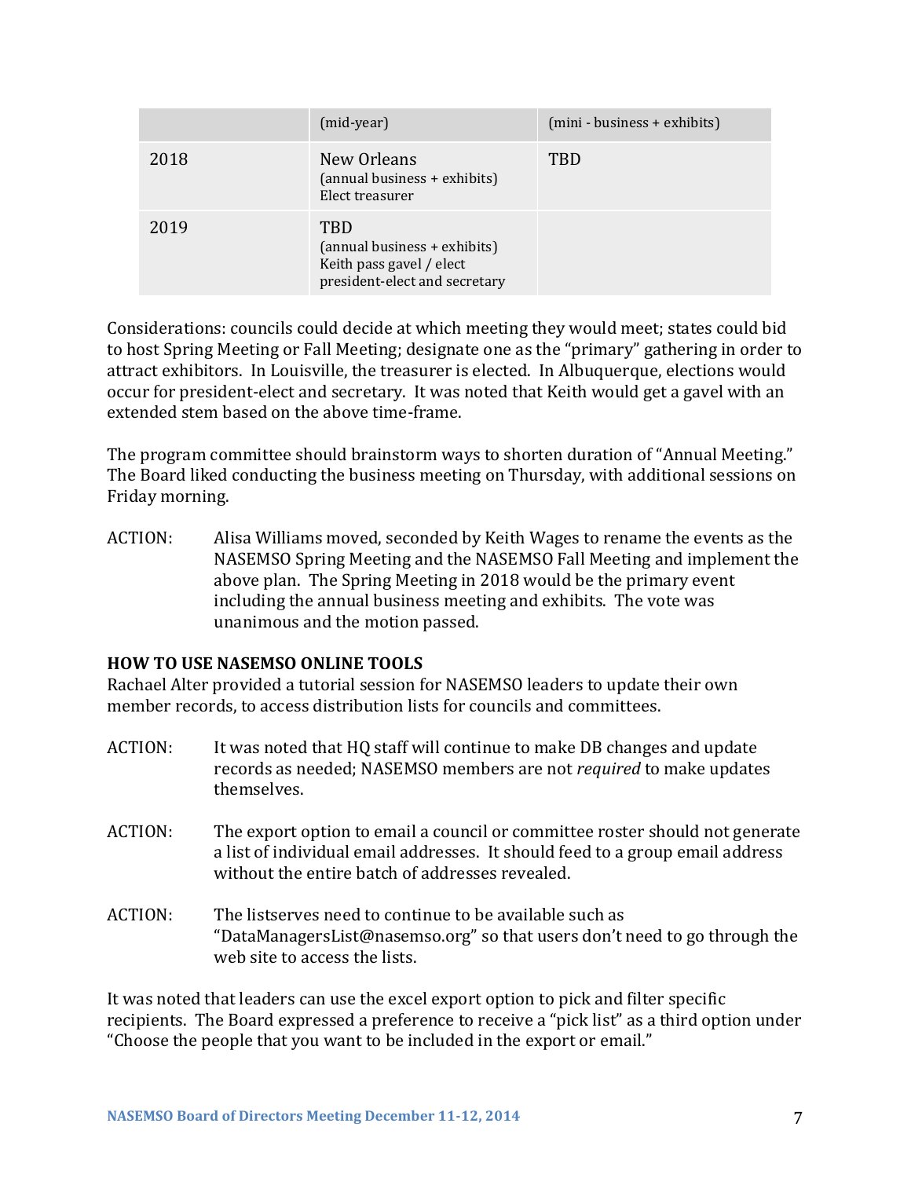| | (mid-year) | (mini - business + exhibits) |
|---|---|---|
| 2018 | New Orleans<br>(annual business + exhibits)<br>Elect treasurer | TBD |
| 2019 | TBD<br>(annual business + exhibits)<br>Keith pass gavel / elect president-elect and secretary | |

Considerations: councils could decide at which meeting they would meet; states could bid to host Spring Meeting or Fall Meeting; designate one as the "primary" gathering in order to attract exhibitors. In Louisville, the treasurer is elected. In Albuquerque, elections would occur for president-elect and secretary. It was noted that Keith would get a gavel with an extended stem based on the above time-frame.

The program committee should brainstorm ways to shorten duration of "Annual Meeting." The Board liked conducting the business meeting on Thursday, with additional sessions on Friday morning.

ACTION: Alisa Williams moved, seconded by Keith Wages to rename the events as the NASEMSO Spring Meeting and the NASEMSO Fall Meeting and implement the above plan. The Spring Meeting in 2018 would be the primary event including the annual business meeting and exhibits. The vote was unanimous and the motion passed.

**HOW TO USE NASEMSO ONLINE TOOLS**

Rachael Alter provided a tutorial session for NASEMSO leaders to update their own member records, to access distribution lists for councils and committees.

ACTION: It was noted that HQ staff will continue to make DB changes and update records as needed; NASEMSO members are not *required* to make updates themselves.

ACTION: The export option to email a council or committee roster should not generate a list of individual email addresses. It should feed to a group email address without the entire batch of addresses revealed.

ACTION: The listserves need to continue to be available such as "DataManagersList@nasemso.org" so that users don't need to go through the web site to access the lists.

It was noted that leaders can use the excel export option to pick and filter specific recipients. The Board expressed a preference to receive a "pick list" as a third option under "Choose the people that you want to be included in the export or email."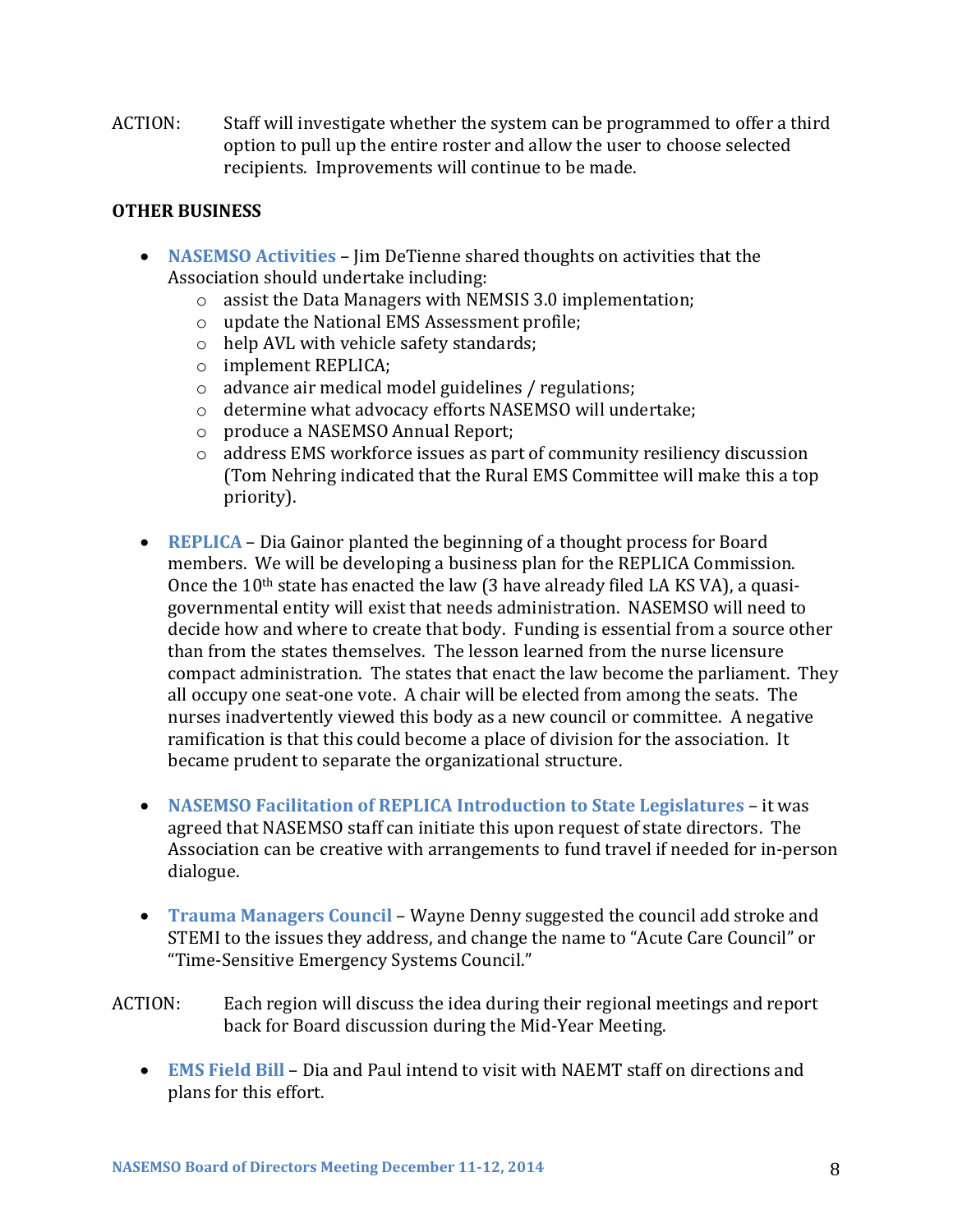ACTION: Staff will investigate whether the system can be programmed to offer a third option to pull up the entire roster and allow the user to choose selected recipients. Improvements will continue to be made.

**OTHER BUSINESS**

- **NASEMSO Activities** – Jim DeTienne shared thoughts on activities that the Association should undertake including:
  - assist the Data Managers with NEMSIS 3.0 implementation;
  - update the National EMS Assessment profile;
  - help AVL with vehicle safety standards;
  - implement REPLICA;
  - advance air medical model guidelines / regulations;
  - determine what advocacy efforts NASEMSO will undertake;
  - produce a NASEMSO Annual Report;
  - address EMS workforce issues as part of community resiliency discussion (Tom Nehring indicated that the Rural EMS Committee will make this a top priority).

- **REPLICA** – Dia Gainor planted the beginning of a thought process for Board members. We will be developing a business plan for the REPLICA Commission. Once the 10th state has enacted the law (3 have already filed LA KS VA), a quasi-governmental entity will exist that needs administration. NASEMSO will need to decide how and where to create that body. Funding is essential from a source other than from the states themselves. The lesson learned from the nurse licensure compact administration. The states that enact the law become the parliament. They all occupy one seat-one vote. A chair will be elected from among the seats. The nurses inadvertently viewed this body as a new council or committee. A negative ramification is that this could become a place of division for the association. It became prudent to separate the organizational structure.

- **NASEMSO Facilitation of REPLICA Introduction to State Legislatures** – it was agreed that NASEMSO staff can initiate this upon request of state directors. The Association can be creative with arrangements to fund travel if needed for in-person dialogue.

- **Trauma Managers Council** – Wayne Denny suggested the council add stroke and STEMI to the issues they address, and change the name to "Acute Care Council" or "Time-Sensitive Emergency Systems Council."

ACTION: Each region will discuss the idea during their regional meetings and report back for Board discussion during the Mid-Year Meeting.

- **EMS Field Bill** – Dia and Paul intend to visit with NAEMT staff on directions and plans for this effort.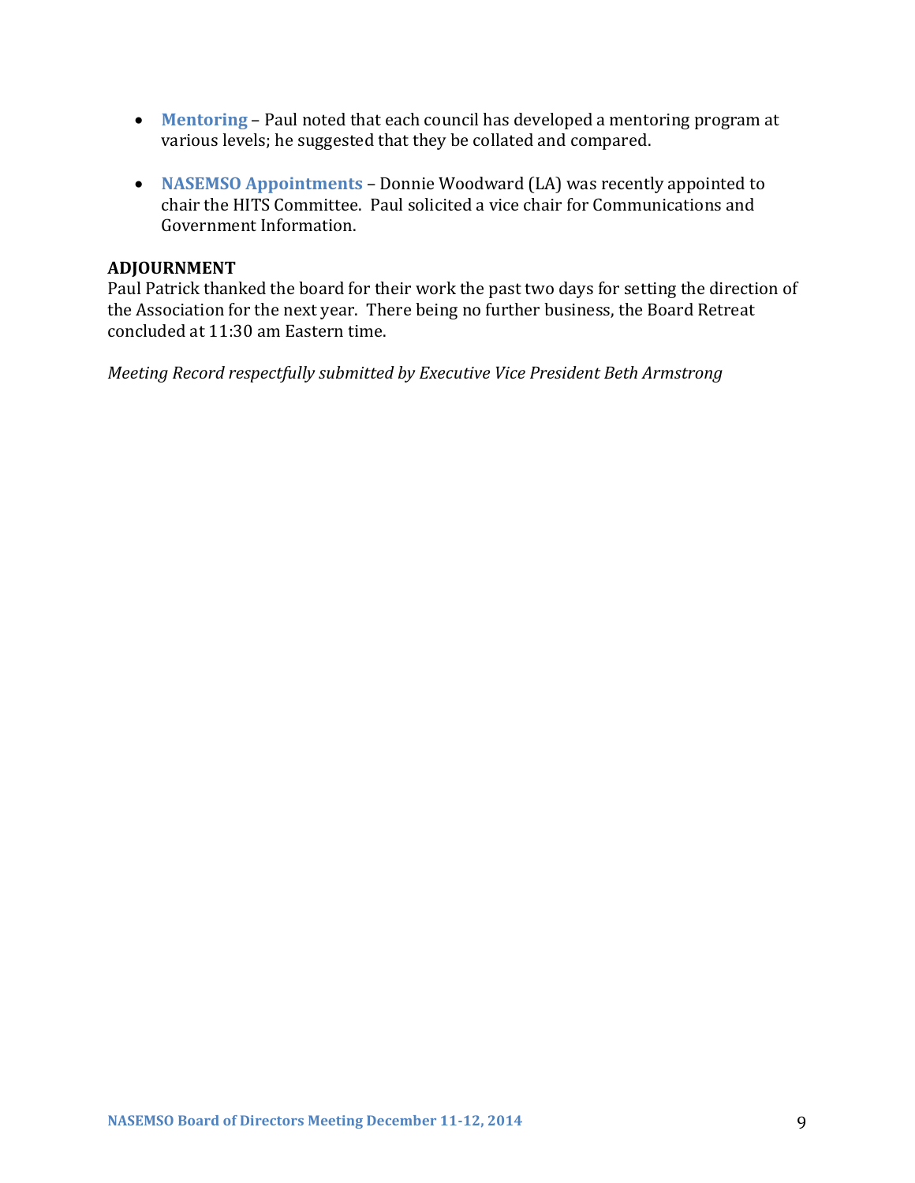- **Mentoring** – Paul noted that each council has developed a mentoring program at various levels; he suggested that they be collated and compared.

- **NASEMSO Appointments** – Donnie Woodward (LA) was recently appointed to chair the HITS Committee. Paul solicited a vice chair for Communications and Government Information.

**ADJOURNMENT**
Paul Patrick thanked the board for their work the past two days for setting the direction of the Association for the next year. There being no further business, the Board Retreat concluded at 11:30 am Eastern time.

*Meeting Record respectfully submitted by Executive Vice President Beth Armstrong*